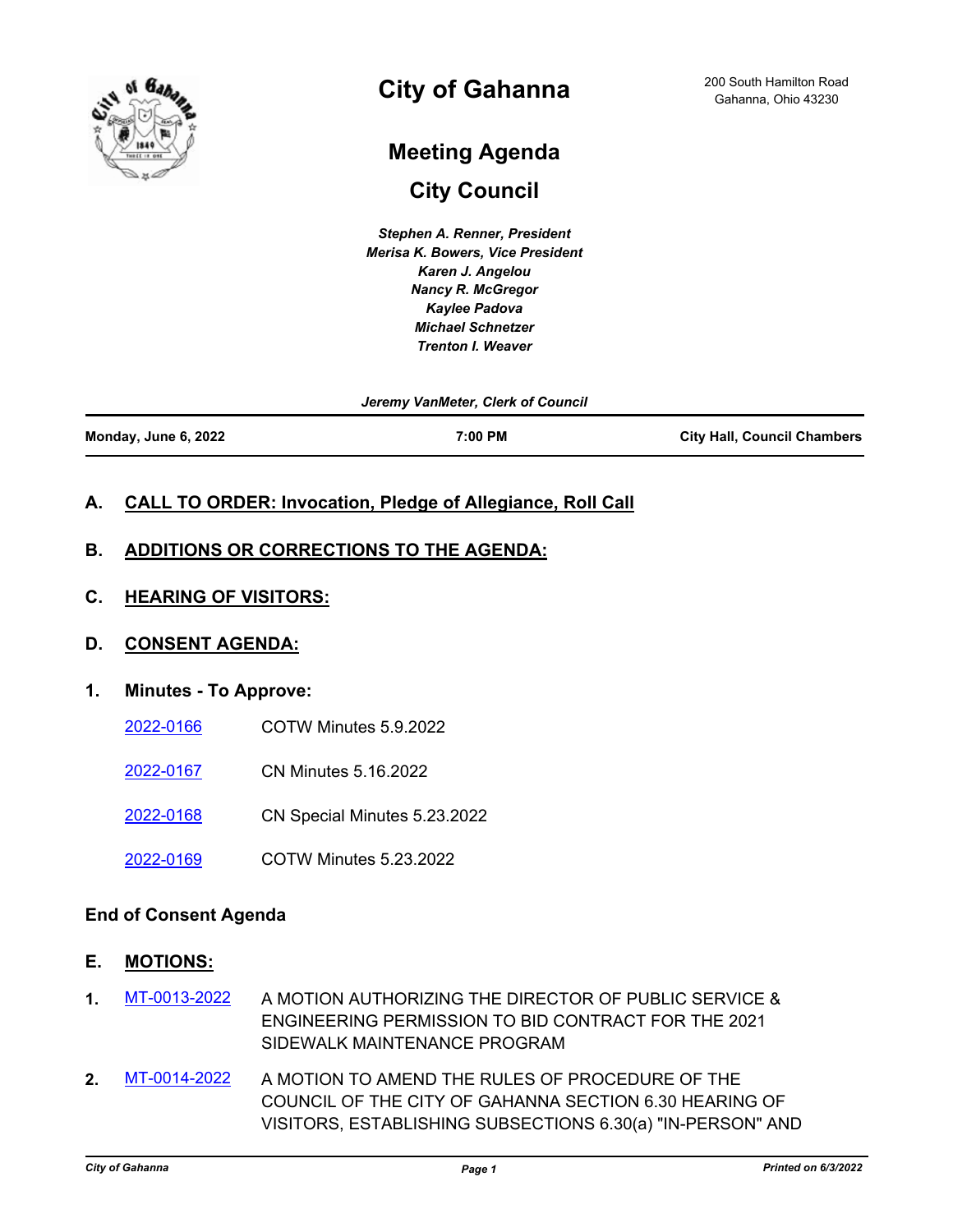# City of Gahanna

200 South Hamilton Road
Gahanna, Ohio 43230

## Meeting Agenda

## City Council

*Stephen A. Renner, President*
*Merisa K. Bowers, Vice President*
*Karen J. Angelou*
*Nancy R. McGregor*
*Kaylee Padova*
*Michael Schnetzer*
*Trenton I. Weaver*

*Jeremy VanMeter, Clerk of Council*

**Monday, June 6, 2022** | **7:00 PM** | **City Hall, Council Chambers**

### A. CALL TO ORDER: Invocation, Pledge of Allegiance, Roll Call

### B. ADDITIONS OR CORRECTIONS TO THE AGENDA:

### C. HEARING OF VISITORS:

### D. CONSENT AGENDA:

**1. Minutes - To Approve:**

2022-0166 COTW Minutes 5.9.2022

2022-0167 CN Minutes 5.16.2022

2022-0168 CN Special Minutes 5.23.2022

2022-0169 COTW Minutes 5.23.2022

**End of Consent Agenda**

### E. MOTIONS:

1. MT-0013-2022 A MOTION AUTHORIZING THE DIRECTOR OF PUBLIC SERVICE & ENGINEERING PERMISSION TO BID CONTRACT FOR THE 2021 SIDEWALK MAINTENANCE PROGRAM

2. MT-0014-2022 A MOTION TO AMEND THE RULES OF PROCEDURE OF THE COUNCIL OF THE CITY OF GAHANNA SECTION 6.30 HEARING OF VISITORS, ESTABLISHING SUBSECTIONS 6.30(a) "IN-PERSON" AND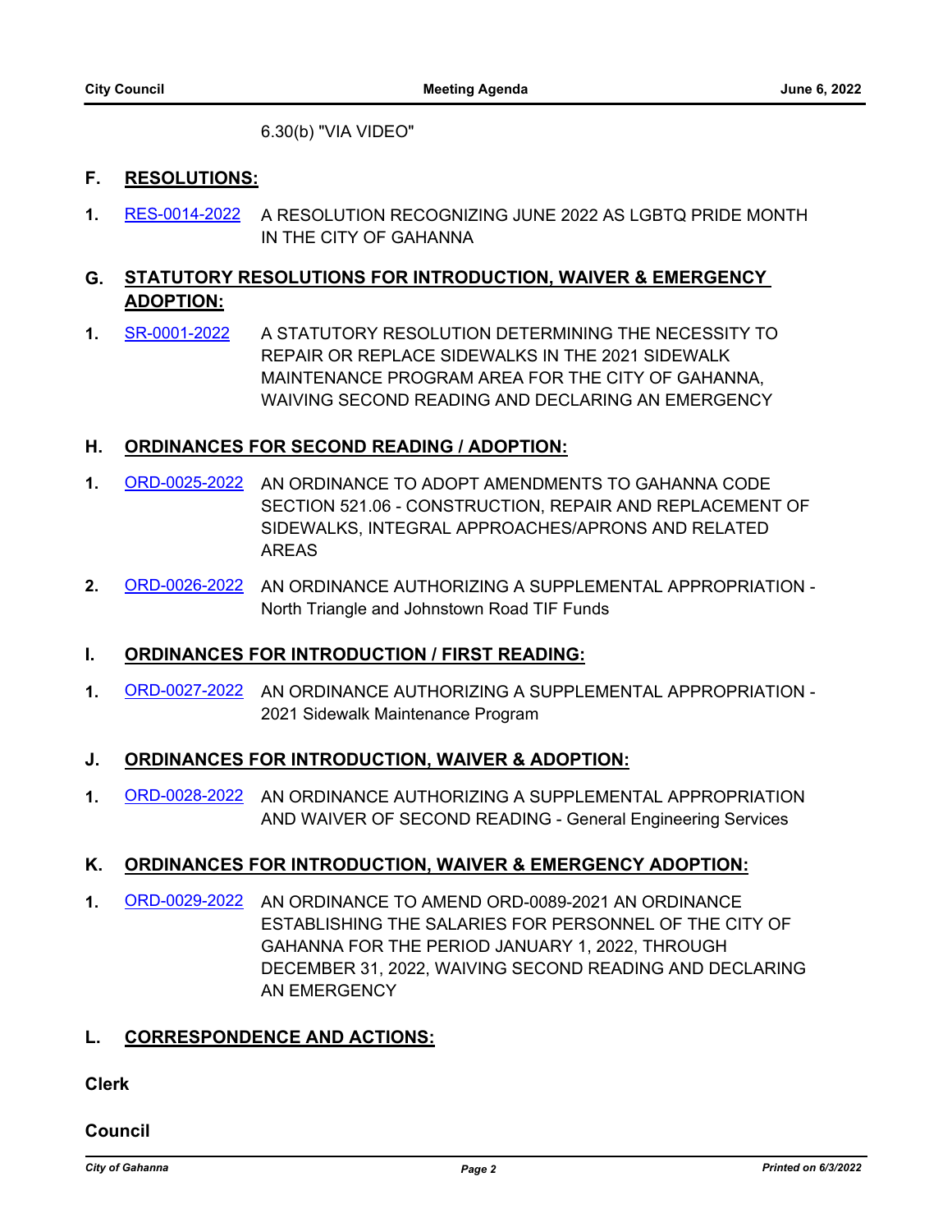6.30(b) "VIA VIDEO"

## F. RESOLUTIONS:

**1.** RES-0014-2022 A RESOLUTION RECOGNIZING JUNE 2022 AS LGBTQ PRIDE MONTH IN THE CITY OF GAHANNA

## G. STATUTORY RESOLUTIONS FOR INTRODUCTION, WAIVER & EMERGENCY ADOPTION:

**1.** SR-0001-2022 A STATUTORY RESOLUTION DETERMINING THE NECESSITY TO REPAIR OR REPLACE SIDEWALKS IN THE 2021 SIDEWALK MAINTENANCE PROGRAM AREA FOR THE CITY OF GAHANNA, WAIVING SECOND READING AND DECLARING AN EMERGENCY

## H. ORDINANCES FOR SECOND READING / ADOPTION:

**1.** ORD-0025-2022 AN ORDINANCE TO ADOPT AMENDMENTS TO GAHANNA CODE SECTION 521.06 - CONSTRUCTION, REPAIR AND REPLACEMENT OF SIDEWALKS, INTEGRAL APPROACHES/APRONS AND RELATED AREAS

**2.** ORD-0026-2022 AN ORDINANCE AUTHORIZING A SUPPLEMENTAL APPROPRIATION - North Triangle and Johnstown Road TIF Funds

## I. ORDINANCES FOR INTRODUCTION / FIRST READING:

**1.** ORD-0027-2022 AN ORDINANCE AUTHORIZING A SUPPLEMENTAL APPROPRIATION - 2021 Sidewalk Maintenance Program

## J. ORDINANCES FOR INTRODUCTION, WAIVER & ADOPTION:

**1.** ORD-0028-2022 AN ORDINANCE AUTHORIZING A SUPPLEMENTAL APPROPRIATION AND WAIVER OF SECOND READING - General Engineering Services

## K. ORDINANCES FOR INTRODUCTION, WAIVER & EMERGENCY ADOPTION:

**1.** ORD-0029-2022 AN ORDINANCE TO AMEND ORD-0089-2021 AN ORDINANCE ESTABLISHING THE SALARIES FOR PERSONNEL OF THE CITY OF GAHANNA FOR THE PERIOD JANUARY 1, 2022, THROUGH DECEMBER 31, 2022, WAIVING SECOND READING AND DECLARING AN EMERGENCY

## L. CORRESPONDENCE AND ACTIONS:

**Clerk**

**Council**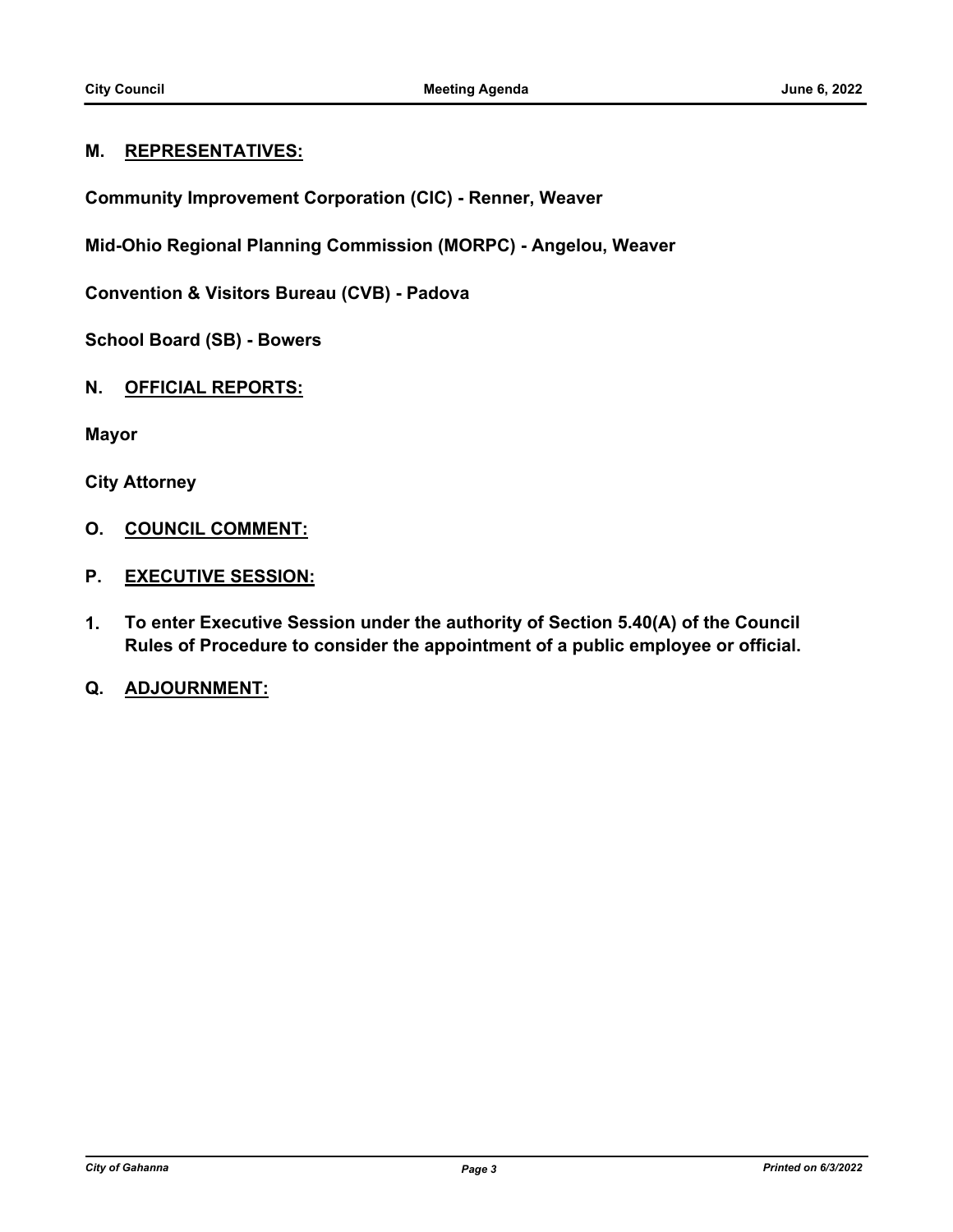## M. REPRESENTATIVES:

**Community Improvement Corporation (CIC) - Renner, Weaver**

**Mid-Ohio Regional Planning Commission (MORPC) - Angelou, Weaver**

**Convention & Visitors Bureau (CVB) - Padova**

**School Board (SB) - Bowers**

## N. OFFICIAL REPORTS:

**Mayor**

**City Attorney**

## O. COUNCIL COMMENT:

## P. EXECUTIVE SESSION:

1. **To enter Executive Session under the authority of Section 5.40(A) of the Council Rules of Procedure to consider the appointment of a public employee or official.**

## Q. ADJOURNMENT: